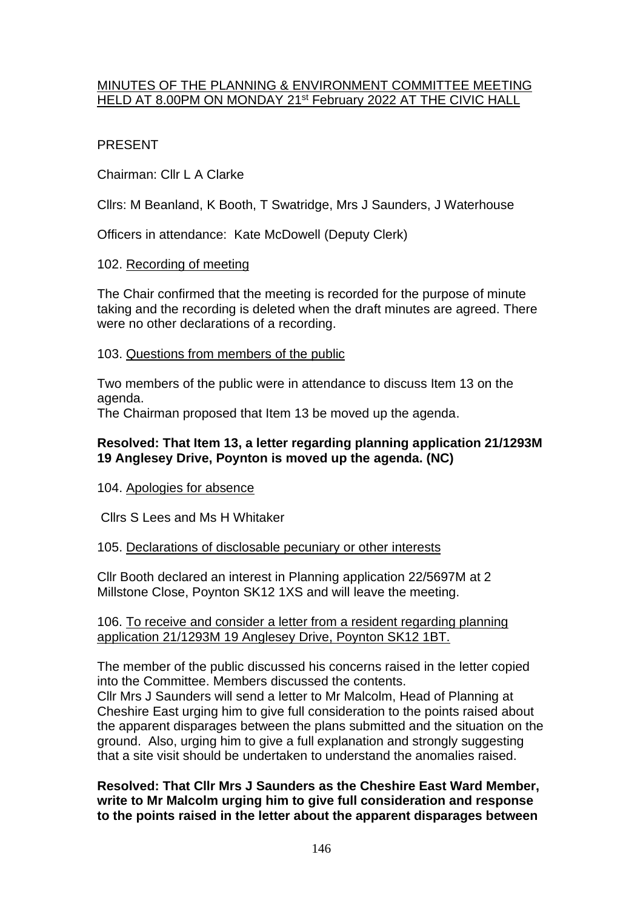MINUTES OF THE PLANNING & ENVIRONMENT COMMITTEE MEETING HELD AT 8.00PM ON MONDAY 21st February 2022 AT THE CIVIC HALL

PRESENT

Chairman: Cllr L A Clarke

Cllrs: M Beanland, K Booth, T Swatridge, Mrs J Saunders, J Waterhouse

Officers in attendance: Kate McDowell (Deputy Clerk)

102. Recording of meeting

The Chair confirmed that the meeting is recorded for the purpose of minute taking and the recording is deleted when the draft minutes are agreed. There were no other declarations of a recording.

103. Questions from members of the public

Two members of the public were in attendance to discuss Item 13 on the agenda.
The Chairman proposed that Item 13 be moved up the agenda.

**Resolved: That Item 13, a letter regarding planning application 21/1293M 19 Anglesey Drive, Poynton is moved up the agenda. (NC)**

104. Apologies for absence

Cllrs S Lees and Ms H Whitaker

105. Declarations of disclosable pecuniary or other interests

Cllr Booth declared an interest in Planning application 22/5697M at 2 Millstone Close, Poynton SK12 1XS and will leave the meeting.

106. To receive and consider a letter from a resident regarding planning application 21/1293M 19 Anglesey Drive, Poynton SK12 1BT.

The member of the public discussed his concerns raised in the letter copied into the Committee. Members discussed the contents.
Cllr Mrs J Saunders will send a letter to Mr Malcolm, Head of Planning at Cheshire East urging him to give full consideration to the points raised about the apparent disparages between the plans submitted and the situation on the ground. Also, urging him to give a full explanation and strongly suggesting that a site visit should be undertaken to understand the anomalies raised.

**Resolved: That Cllr Mrs J Saunders as the Cheshire East Ward Member, write to Mr Malcolm urging him to give full consideration and response to the points raised in the letter about the apparent disparages between**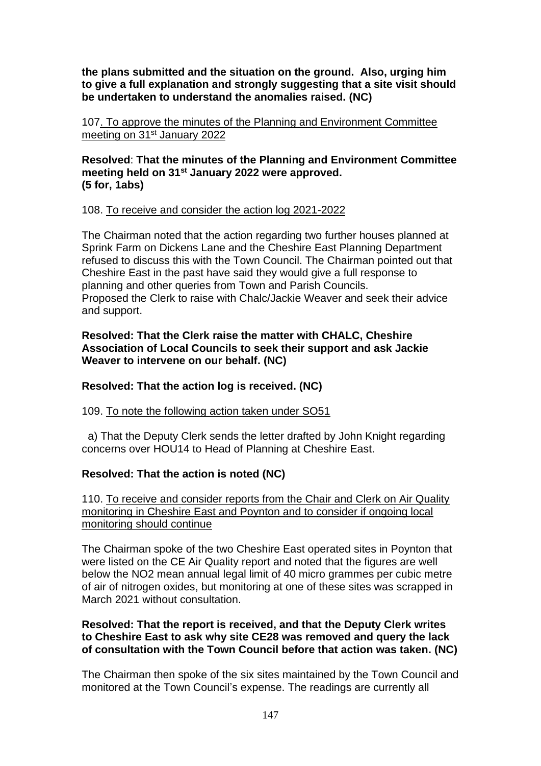**the plans submitted and the situation on the ground. Also, urging him to give a full explanation and strongly suggesting that a site visit should be undertaken to understand the anomalies raised. (NC)**

107. To approve the minutes of the Planning and Environment Committee meeting on 31st January 2022

**Resolved**: **That the minutes of the Planning and Environment Committee meeting held on 31st January 2022 were approved. (5 for, 1abs)**

108. To receive and consider the action log 2021-2022

The Chairman noted that the action regarding two further houses planned at Sprink Farm on Dickens Lane and the Cheshire East Planning Department refused to discuss this with the Town Council. The Chairman pointed out that Cheshire East in the past have said they would give a full response to planning and other queries from Town and Parish Councils.
Proposed the Clerk to raise with Chalc/Jackie Weaver and seek their advice and support.

**Resolved: That the Clerk raise the matter with CHALC, Cheshire Association of Local Councils to seek their support and ask Jackie Weaver to intervene on our behalf. (NC)**

**Resolved: That the action log is received. (NC)**

109. To note the following action taken under SO51

a) That the Deputy Clerk sends the letter drafted by John Knight regarding concerns over HOU14 to Head of Planning at Cheshire East.

**Resolved: That the action is noted (NC)**

110. To receive and consider reports from the Chair and Clerk on Air Quality monitoring in Cheshire East and Poynton and to consider if ongoing local monitoring should continue

The Chairman spoke of the two Cheshire East operated sites in Poynton that were listed on the CE Air Quality report and noted that the figures are well below the NO2 mean annual legal limit of 40 micro grammes per cubic metre of air of nitrogen oxides, but monitoring at one of these sites was scrapped in March 2021 without consultation.

**Resolved: That the report is received, and that the Deputy Clerk writes to Cheshire East to ask why site CE28 was removed and query the lack of consultation with the Town Council before that action was taken. (NC)**

The Chairman then spoke of the six sites maintained by the Town Council and monitored at the Town Council's expense. The readings are currently all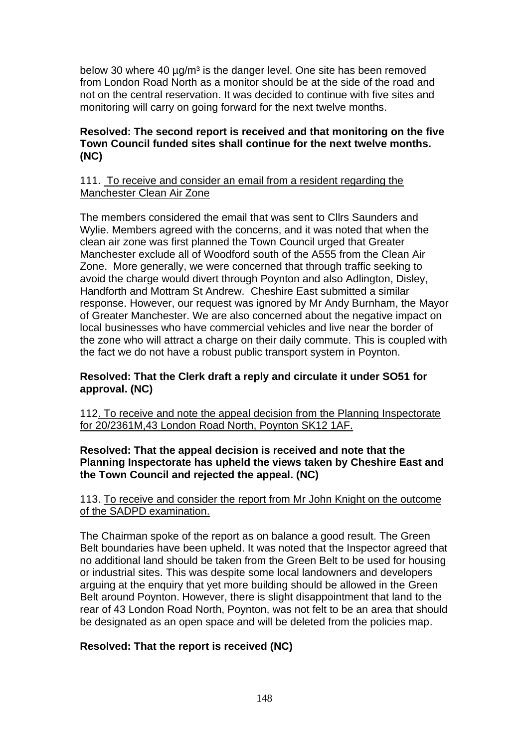below 30 where 40 $\mu g/m^3$ is the danger level. One site has been removed from London Road North as a monitor should be at the side of the road and not on the central reservation. It was decided to continue with five sites and monitoring will carry on going forward for the next twelve months.

**Resolved: The second report is received and that monitoring on the five Town Council funded sites shall continue for the next twelve months. (NC)**

111. To receive and consider an email from a resident regarding the Manchester Clean Air Zone

The members considered the email that was sent to Cllrs Saunders and Wylie. Members agreed with the concerns, and it was noted that when the clean air zone was first planned the Town Council urged that Greater Manchester exclude all of Woodford south of the A555 from the Clean Air Zone. More generally, we were concerned that through traffic seeking to avoid the charge would divert through Poynton and also Adlington, Disley, Handforth and Mottram St Andrew. Cheshire East submitted a similar response. However, our request was ignored by Mr Andy Burnham, the Mayor of Greater Manchester. We are also concerned about the negative impact on local businesses who have commercial vehicles and live near the border of the zone who will attract a charge on their daily commute. This is coupled with the fact we do not have a robust public transport system in Poynton.

**Resolved: That the Clerk draft a reply and circulate it under SO51 for approval. (NC)**

112. To receive and note the appeal decision from the Planning Inspectorate for 20/2361M,43 London Road North, Poynton SK12 1AF.

**Resolved: That the appeal decision is received and note that the Planning Inspectorate has upheld the views taken by Cheshire East and the Town Council and rejected the appeal. (NC)**

113. To receive and consider the report from Mr John Knight on the outcome of the SADPD examination.

The Chairman spoke of the report as on balance a good result. The Green Belt boundaries have been upheld. It was noted that the Inspector agreed that no additional land should be taken from the Green Belt to be used for housing or industrial sites. This was despite some local landowners and developers arguing at the enquiry that yet more building should be allowed in the Green Belt around Poynton. However, there is slight disappointment that land to the rear of 43 London Road North, Poynton, was not felt to be an area that should be designated as an open space and will be deleted from the policies map.

**Resolved: That the report is received (NC)**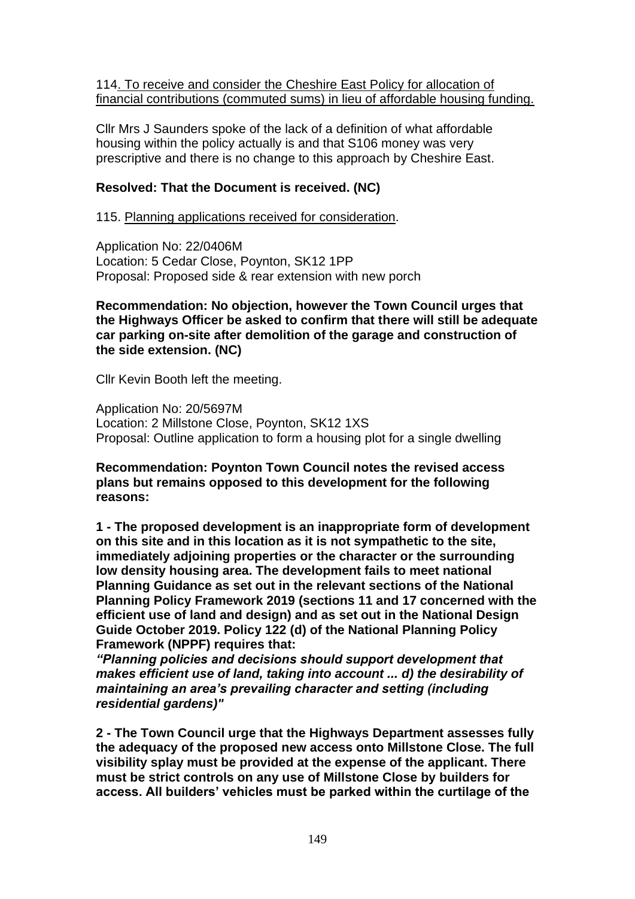114. To receive and consider the Cheshire East Policy for allocation of financial contributions (commuted sums) in lieu of affordable housing funding.

Cllr Mrs J Saunders spoke of the lack of a definition of what affordable housing within the policy actually is and that S106 money was very prescriptive and there is no change to this approach by Cheshire East.

**Resolved: That the Document is received. (NC)**

115. Planning applications received for consideration.

Application No: 22/0406M
Location: 5 Cedar Close, Poynton, SK12 1PP
Proposal: Proposed side & rear extension with new porch

**Recommendation: No objection, however the Town Council urges that the Highways Officer be asked to confirm that there will still be adequate car parking on-site after demolition of the garage and construction of the side extension. (NC)**

Cllr Kevin Booth left the meeting.

Application No: 20/5697M
Location: 2 Millstone Close, Poynton, SK12 1XS
Proposal: Outline application to form a housing plot for a single dwelling

**Recommendation: Poynton Town Council notes the revised access plans but remains opposed to this development for the following reasons:**

**1 - The proposed development is an inappropriate form of development on this site and in this location as it is not sympathetic to the site, immediately adjoining properties or the character or the surrounding low density housing area. The development fails to meet national Planning Guidance as set out in the relevant sections of the National Planning Policy Framework 2019 (sections 11 and 17 concerned with the efficient use of land and design) and as set out in the National Design Guide October 2019. Policy 122 (d) of the National Planning Policy Framework (NPPF) requires that:**
***"Planning policies and decisions should support development that makes efficient use of land, taking into account ... d) the desirability of maintaining an area's prevailing character and setting (including residential gardens)"***

**2 - The Town Council urge that the Highways Department assesses fully the adequacy of the proposed new access onto Millstone Close. The full visibility splay must be provided at the expense of the applicant. There must be strict controls on any use of Millstone Close by builders for access. All builders' vehicles must be parked within the curtilage of the**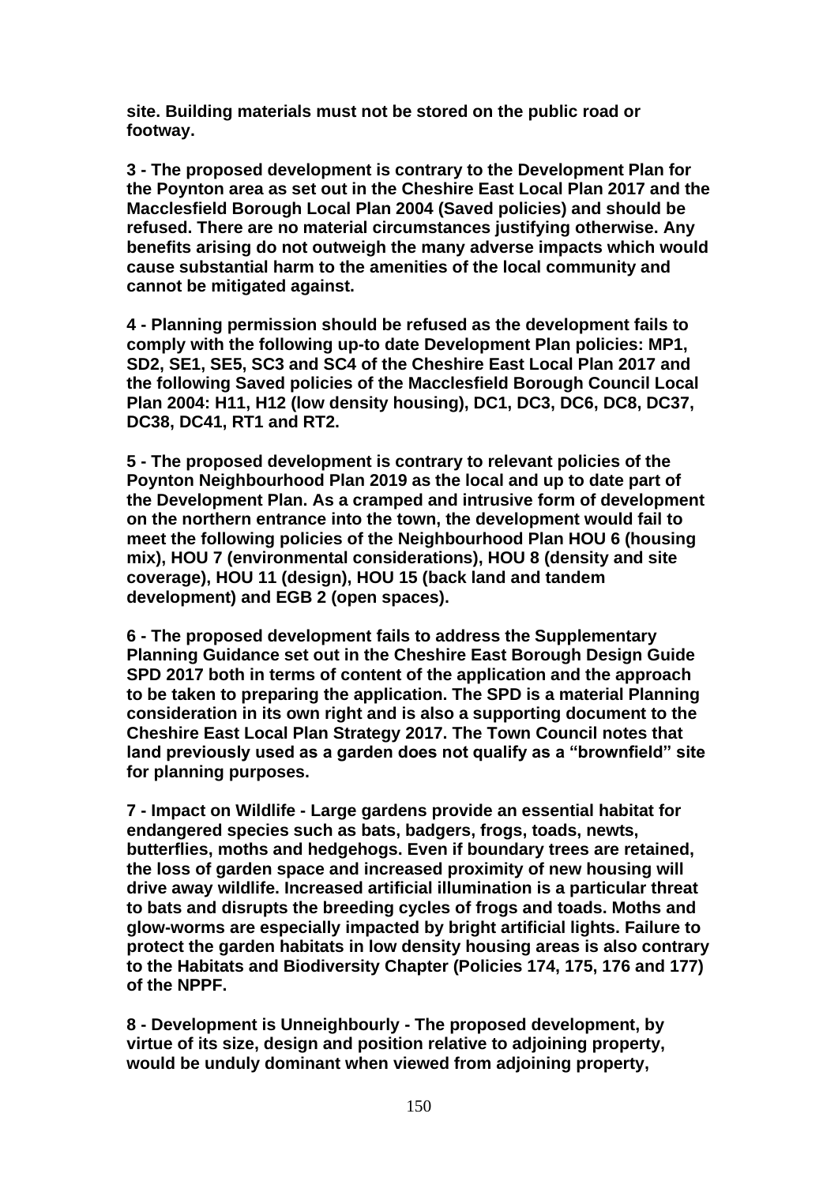**site. Building materials must not be stored on the public road or footway.**

**3 - The proposed development is contrary to the Development Plan for the Poynton area as set out in the Cheshire East Local Plan 2017 and the Macclesfield Borough Local Plan 2004 (Saved policies) and should be refused. There are no material circumstances justifying otherwise. Any benefits arising do not outweigh the many adverse impacts which would cause substantial harm to the amenities of the local community and cannot be mitigated against.**

**4 - Planning permission should be refused as the development fails to comply with the following up-to date Development Plan policies: MP1, SD2, SE1, SE5, SC3 and SC4 of the Cheshire East Local Plan 2017 and the following Saved policies of the Macclesfield Borough Council Local Plan 2004: H11, H12 (low density housing), DC1, DC3, DC6, DC8, DC37, DC38, DC41, RT1 and RT2.**

**5 - The proposed development is contrary to relevant policies of the Poynton Neighbourhood Plan 2019 as the local and up to date part of the Development Plan. As a cramped and intrusive form of development on the northern entrance into the town, the development would fail to meet the following policies of the Neighbourhood Plan HOU 6 (housing mix), HOU 7 (environmental considerations), HOU 8 (density and site coverage), HOU 11 (design), HOU 15 (back land and tandem development) and EGB 2 (open spaces).**

**6 - The proposed development fails to address the Supplementary Planning Guidance set out in the Cheshire East Borough Design Guide SPD 2017 both in terms of content of the application and the approach to be taken to preparing the application. The SPD is a material Planning consideration in its own right and is also a supporting document to the Cheshire East Local Plan Strategy 2017. The Town Council notes that land previously used as a garden does not qualify as a "brownfield" site for planning purposes.**

**7 - Impact on Wildlife - Large gardens provide an essential habitat for endangered species such as bats, badgers, frogs, toads, newts, butterflies, moths and hedgehogs. Even if boundary trees are retained, the loss of garden space and increased proximity of new housing will drive away wildlife. Increased artificial illumination is a particular threat to bats and disrupts the breeding cycles of frogs and toads. Moths and glow-worms are especially impacted by bright artificial lights. Failure to protect the garden habitats in low density housing areas is also contrary to the Habitats and Biodiversity Chapter (Policies 174, 175, 176 and 177) of the NPPF.**

**8 - Development is Unneighbourly - The proposed development, by virtue of its size, design and position relative to adjoining property, would be unduly dominant when viewed from adjoining property,**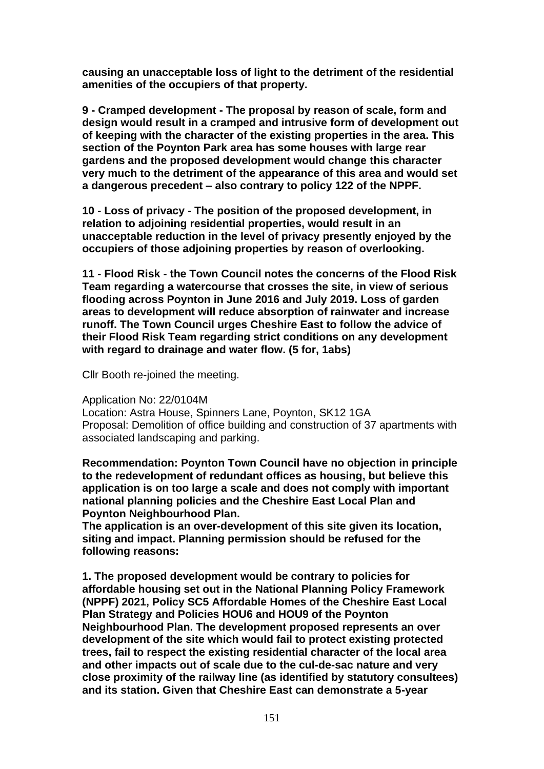**causing an unacceptable loss of light to the detriment of the residential amenities of the occupiers of that property.**

**9 - Cramped development - The proposal by reason of scale, form and design would result in a cramped and intrusive form of development out of keeping with the character of the existing properties in the area. This section of the Poynton Park area has some houses with large rear gardens and the proposed development would change this character very much to the detriment of the appearance of this area and would set a dangerous precedent – also contrary to policy 122 of the NPPF.**

**10 - Loss of privacy - The position of the proposed development, in relation to adjoining residential properties, would result in an unacceptable reduction in the level of privacy presently enjoyed by the occupiers of those adjoining properties by reason of overlooking.**

**11 - Flood Risk - the Town Council notes the concerns of the Flood Risk Team regarding a watercourse that crosses the site, in view of serious flooding across Poynton in June 2016 and July 2019. Loss of garden areas to development will reduce absorption of rainwater and increase runoff. The Town Council urges Cheshire East to follow the advice of their Flood Risk Team regarding strict conditions on any development with regard to drainage and water flow. (5 for, 1abs)**

Cllr Booth re-joined the meeting.

Application No: 22/0104M
Location: Astra House, Spinners Lane, Poynton, SK12 1GA
Proposal: Demolition of office building and construction of 37 apartments with associated landscaping and parking.

**Recommendation: Poynton Town Council have no objection in principle to the redevelopment of redundant offices as housing, but believe this application is on too large a scale and does not comply with important national planning policies and the Cheshire East Local Plan and Poynton Neighbourhood Plan.**
**The application is an over-development of this site given its location, siting and impact. Planning permission should be refused for the following reasons:**

**1. The proposed development would be contrary to policies for affordable housing set out in the National Planning Policy Framework (NPPF) 2021, Policy SC5 Affordable Homes of the Cheshire East Local Plan Strategy and Policies HOU6 and HOU9 of the Poynton Neighbourhood Plan. The development proposed represents an over development of the site which would fail to protect existing protected trees, fail to respect the existing residential character of the local area and other impacts out of scale due to the cul-de-sac nature and very close proximity of the railway line (as identified by statutory consultees) and its station. Given that Cheshire East can demonstrate a 5-year**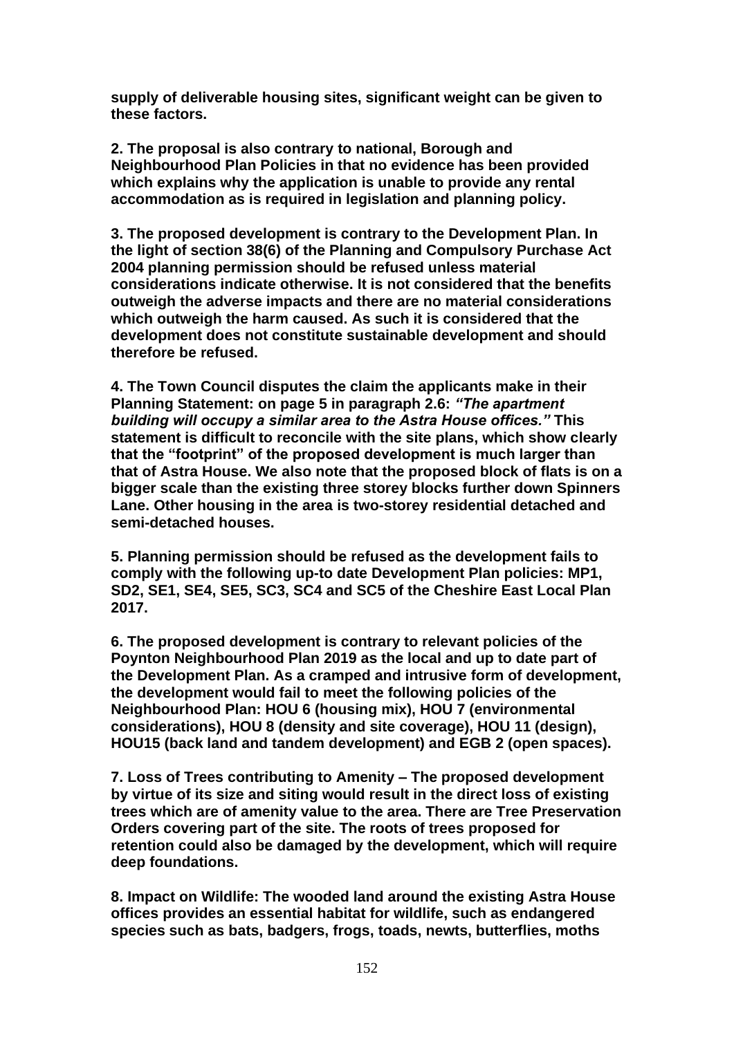**supply of deliverable housing sites, significant weight can be given to these factors.**

**2. The proposal is also contrary to national, Borough and Neighbourhood Plan Policies in that no evidence has been provided which explains why the application is unable to provide any rental accommodation as is required in legislation and planning policy.**

**3. The proposed development is contrary to the Development Plan. In the light of section 38(6) of the Planning and Compulsory Purchase Act 2004 planning permission should be refused unless material considerations indicate otherwise. It is not considered that the benefits outweigh the adverse impacts and there are no material considerations which outweigh the harm caused. As such it is considered that the development does not constitute sustainable development and should therefore be refused.**

**4. The Town Council disputes the claim the applicants make in their Planning Statement: on page 5 in paragraph 2.6: *"The apartment building will occupy a similar area to the Astra House offices."* This statement is difficult to reconcile with the site plans, which show clearly that the "footprint" of the proposed development is much larger than that of Astra House. We also note that the proposed block of flats is on a bigger scale than the existing three storey blocks further down Spinners Lane. Other housing in the area is two-storey residential detached and semi-detached houses.**

**5. Planning permission should be refused as the development fails to comply with the following up-to date Development Plan policies: MP1, SD2, SE1, SE4, SE5, SC3, SC4 and SC5 of the Cheshire East Local Plan 2017.**

**6. The proposed development is contrary to relevant policies of the Poynton Neighbourhood Plan 2019 as the local and up to date part of the Development Plan. As a cramped and intrusive form of development, the development would fail to meet the following policies of the Neighbourhood Plan: HOU 6 (housing mix), HOU 7 (environmental considerations), HOU 8 (density and site coverage), HOU 11 (design), HOU15 (back land and tandem development) and EGB 2 (open spaces).**

**7. Loss of Trees contributing to Amenity – The proposed development by virtue of its size and siting would result in the direct loss of existing trees which are of amenity value to the area. There are Tree Preservation Orders covering part of the site. The roots of trees proposed for retention could also be damaged by the development, which will require deep foundations.**

**8. Impact on Wildlife: The wooded land around the existing Astra House offices provides an essential habitat for wildlife, such as endangered species such as bats, badgers, frogs, toads, newts, butterflies, moths**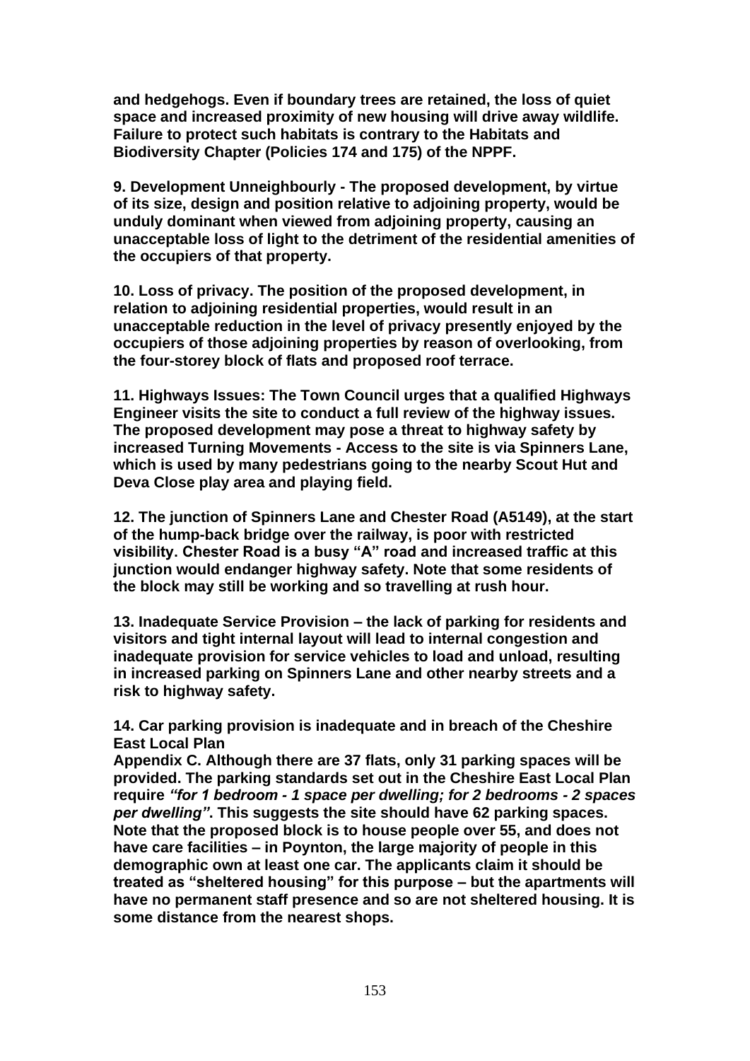**and hedgehogs. Even if boundary trees are retained, the loss of quiet space and increased proximity of new housing will drive away wildlife. Failure to protect such habitats is contrary to the Habitats and Biodiversity Chapter (Policies 174 and 175) of the NPPF.**

**9. Development Unneighbourly - The proposed development, by virtue of its size, design and position relative to adjoining property, would be unduly dominant when viewed from adjoining property, causing an unacceptable loss of light to the detriment of the residential amenities of the occupiers of that property.**

**10. Loss of privacy. The position of the proposed development, in relation to adjoining residential properties, would result in an unacceptable reduction in the level of privacy presently enjoyed by the occupiers of those adjoining properties by reason of overlooking, from the four-storey block of flats and proposed roof terrace.**

**11. Highways Issues: The Town Council urges that a qualified Highways Engineer visits the site to conduct a full review of the highway issues. The proposed development may pose a threat to highway safety by increased Turning Movements - Access to the site is via Spinners Lane, which is used by many pedestrians going to the nearby Scout Hut and Deva Close play area and playing field.**

**12. The junction of Spinners Lane and Chester Road (A5149), at the start of the hump-back bridge over the railway, is poor with restricted visibility. Chester Road is a busy "A" road and increased traffic at this junction would endanger highway safety. Note that some residents of the block may still be working and so travelling at rush hour.**

**13. Inadequate Service Provision – the lack of parking for residents and visitors and tight internal layout will lead to internal congestion and inadequate provision for service vehicles to load and unload, resulting in increased parking on Spinners Lane and other nearby streets and a risk to highway safety.**

**14. Car parking provision is inadequate and in breach of the Cheshire East Local Plan**
**Appendix C. Although there are 37 flats, only 31 parking spaces will be provided. The parking standards set out in the Cheshire East Local Plan require *"for 1 bedroom - 1 space per dwelling; for 2 bedrooms - 2 spaces per dwelling"*. This suggests the site should have 62 parking spaces. Note that the proposed block is to house people over 55, and does not have care facilities – in Poynton, the large majority of people in this demographic own at least one car. The applicants claim it should be treated as "sheltered housing" for this purpose – but the apartments will have no permanent staff presence and so are not sheltered housing. It is some distance from the nearest shops.**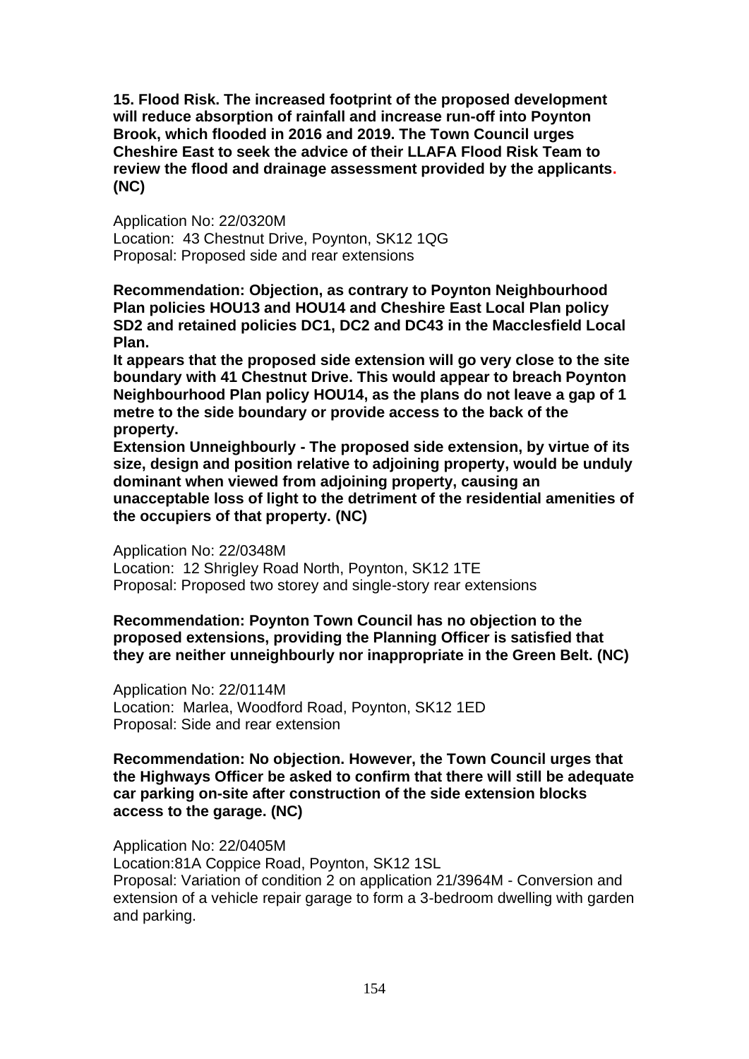**15. Flood Risk. The increased footprint of the proposed development will reduce absorption of rainfall and increase run-off into Poynton Brook, which flooded in 2016 and 2019. The Town Council urges Cheshire East to seek the advice of their LLAFA Flood Risk Team to review the flood and drainage assessment provided by the applicants. (NC)**

Application No: 22/0320M
Location: 43 Chestnut Drive, Poynton, SK12 1QG
Proposal: Proposed side and rear extensions

**Recommendation: Objection, as contrary to Poynton Neighbourhood Plan policies HOU13 and HOU14 and Cheshire East Local Plan policy SD2 and retained policies DC1, DC2 and DC43 in the Macclesfield Local Plan.**
**It appears that the proposed side extension will go very close to the site boundary with 41 Chestnut Drive. This would appear to breach Poynton Neighbourhood Plan policy HOU14, as the plans do not leave a gap of 1 metre to the side boundary or provide access to the back of the property.**
**Extension Unneighbourly - The proposed side extension, by virtue of its size, design and position relative to adjoining property, would be unduly dominant when viewed from adjoining property, causing an unacceptable loss of light to the detriment of the residential amenities of the occupiers of that property. (NC)**

Application No: 22/0348M
Location: 12 Shrigley Road North, Poynton, SK12 1TE
Proposal: Proposed two storey and single-story rear extensions

**Recommendation: Poynton Town Council has no objection to the proposed extensions, providing the Planning Officer is satisfied that they are neither unneighbourly nor inappropriate in the Green Belt. (NC)**

Application No: 22/0114M
Location: Marlea, Woodford Road, Poynton, SK12 1ED
Proposal: Side and rear extension

**Recommendation: No objection. However, the Town Council urges that the Highways Officer be asked to confirm that there will still be adequate car parking on-site after construction of the side extension blocks access to the garage. (NC)**

Application No: 22/0405M
Location:81A Coppice Road, Poynton, SK12 1SL
Proposal: Variation of condition 2 on application 21/3964M - Conversion and extension of a vehicle repair garage to form a 3-bedroom dwelling with garden and parking.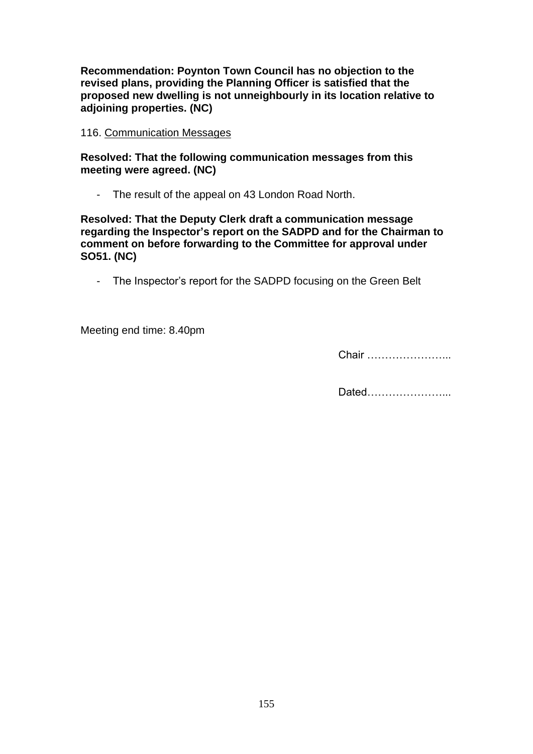**Recommendation: Poynton Town Council has no objection to the revised plans, providing the Planning Officer is satisfied that the proposed new dwelling is not unneighbourly in its location relative to adjoining properties. (NC)**

116. Communication Messages

**Resolved: That the following communication messages from this meeting were agreed. (NC)**

- The result of the appeal on 43 London Road North.

**Resolved: That the Deputy Clerk draft a communication message regarding the Inspector's report on the SADPD and for the Chairman to comment on before forwarding to the Committee for approval under SO51. (NC)**

- The Inspector's report for the SADPD focusing on the Green Belt

Meeting end time: 8.40pm

Chair …………………...

Dated…………………...